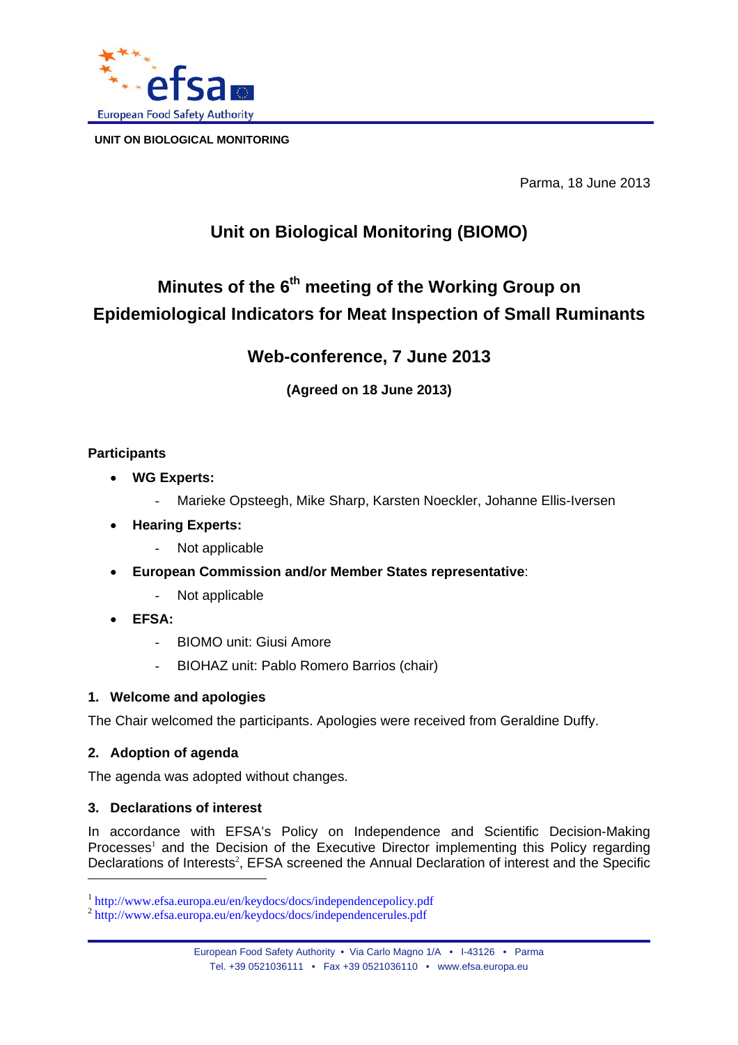**UNIT ON BIOLOGICAL MONITORING**

Parma, 18 June 2013

# Unit on Biological Monitoring (BIOMO)

# Minutes of the 6th meeting of the Working Group on Epidemiological Indicators for Meat Inspection of Small Ruminants

## Web-conference, 7 June 2013

**(Agreed on 18 June 2013)**

### Participants

- **WG Experts:**
  - Marieke Opsteegh, Mike Sharp, Karsten Noeckler, Johanne Ellis-Iversen
- **Hearing Experts:**
  - Not applicable
- **European Commission and/or Member States representative**:
  - Not applicable
- **EFSA:**
  - BIOMO unit: Giusi Amore
  - BIOHAZ unit: Pablo Romero Barrios (chair)

### 1. Welcome and apologies

The Chair welcomed the participants. Apologies were received from Geraldine Duffy.

### 2. Adoption of agenda

The agenda was adopted without changes.

### 3. Declarations of interest

In accordance with EFSA's Policy on Independence and Scientific Decision-Making Processes[1] and the Decision of the Executive Director implementing this Policy regarding Declarations of Interests[2], EFSA screened the Annual Declaration of interest and the Specific

[1] http://www.efsa.europa.eu/en/keydocs/docs/independencepolicy.pdf

[2] http://www.efsa.europa.eu/en/keydocs/docs/independencerules.pdf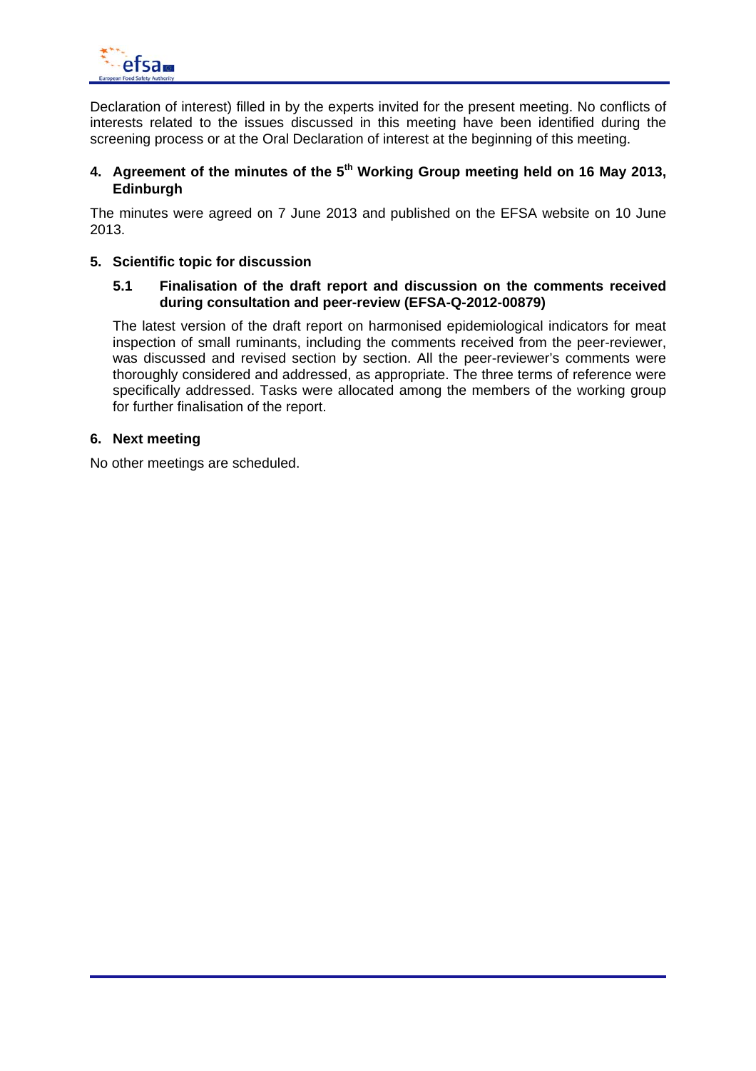Declaration of interest) filled in by the experts invited for the present meeting. No conflicts of interests related to the issues discussed in this meeting have been identified during the screening process or at the Oral Declaration of interest at the beginning of this meeting.

## 4. Agreement of the minutes of the 5th Working Group meeting held on 16 May 2013, Edinburgh

The minutes were agreed on 7 June 2013 and published on the EFSA website on 10 June 2013.

## 5. Scientific topic for discussion

### 5.1 Finalisation of the draft report and discussion on the comments received during consultation and peer-review (EFSA-Q-2012-00879)

The latest version of the draft report on harmonised epidemiological indicators for meat inspection of small ruminants, including the comments received from the peer-reviewer, was discussed and revised section by section. All the peer-reviewer's comments were thoroughly considered and addressed, as appropriate. The three terms of reference were specifically addressed. Tasks were allocated among the members of the working group for further finalisation of the report.

## 6. Next meeting

No other meetings are scheduled.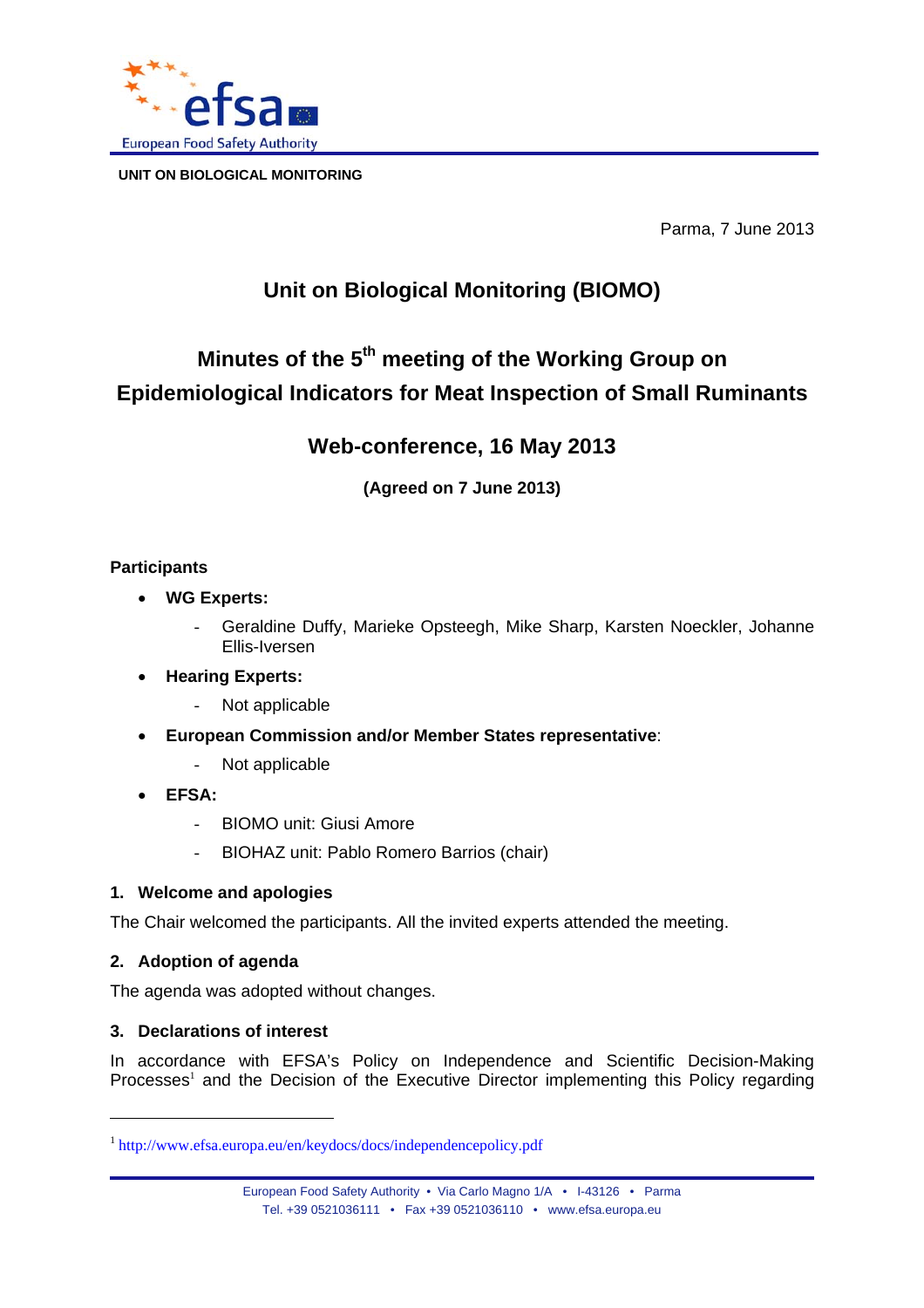UNIT ON BIOLOGICAL MONITORING

Parma, 7 June 2013

# Unit on Biological Monitoring (BIOMO)

## Minutes of the 5th meeting of the Working Group on Epidemiological Indicators for Meat Inspection of Small Ruminants

## Web-conference, 16 May 2013

**(Agreed on 7 June 2013)**

**Participants**

- **WG Experts:**
  - Geraldine Duffy, Marieke Opsteegh, Mike Sharp, Karsten Noeckler, Johanne Ellis-Iversen
- **Hearing Experts:**
  - Not applicable
- **European Commission and/or Member States representative**:
  - Not applicable
- **EFSA:**
  - BIOMO unit: Giusi Amore
  - BIOHAZ unit: Pablo Romero Barrios (chair)

### 1. Welcome and apologies

The Chair welcomed the participants. All the invited experts attended the meeting.

### 2. Adoption of agenda

The agenda was adopted without changes.

### 3. Declarations of interest

In accordance with EFSA's Policy on Independence and Scientific Decision-Making Processes[1] and the Decision of the Executive Director implementing this Policy regarding

[1] http://www.efsa.europa.eu/en/keydocs/docs/independencepolicy.pdf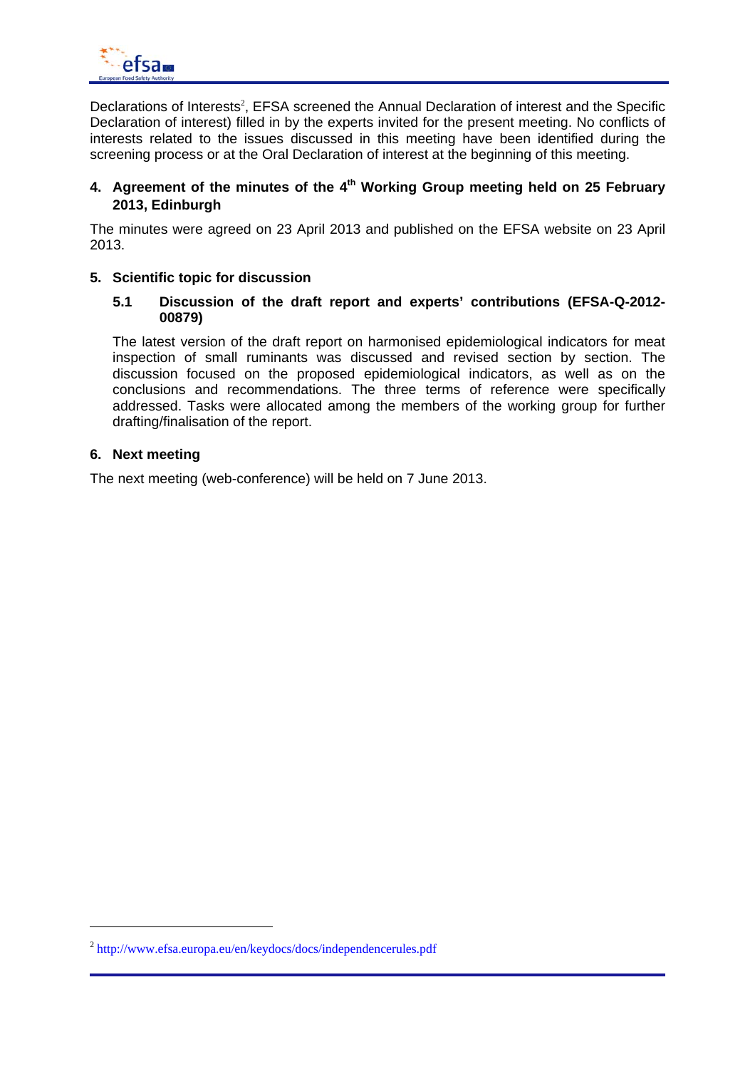Declarations of Interests[2], EFSA screened the Annual Declaration of interest and the Specific Declaration of interest) filled in by the experts invited for the present meeting. No conflicts of interests related to the issues discussed in this meeting have been identified during the screening process or at the Oral Declaration of interest at the beginning of this meeting.

## 4. Agreement of the minutes of the 4th Working Group meeting held on 25 February 2013, Edinburgh

The minutes were agreed on 23 April 2013 and published on the EFSA website on 23 April 2013.

## 5. Scientific topic for discussion

### 5.1 Discussion of the draft report and experts' contributions (EFSA-Q-2012-00879)

The latest version of the draft report on harmonised epidemiological indicators for meat inspection of small ruminants was discussed and revised section by section. The discussion focused on the proposed epidemiological indicators, as well as on the conclusions and recommendations. The three terms of reference were specifically addressed. Tasks were allocated among the members of the working group for further drafting/finalisation of the report.

## 6. Next meeting

The next meeting (web-conference) will be held on 7 June 2013.

[2] http://www.efsa.europa.eu/en/keydocs/docs/independencerules.pdf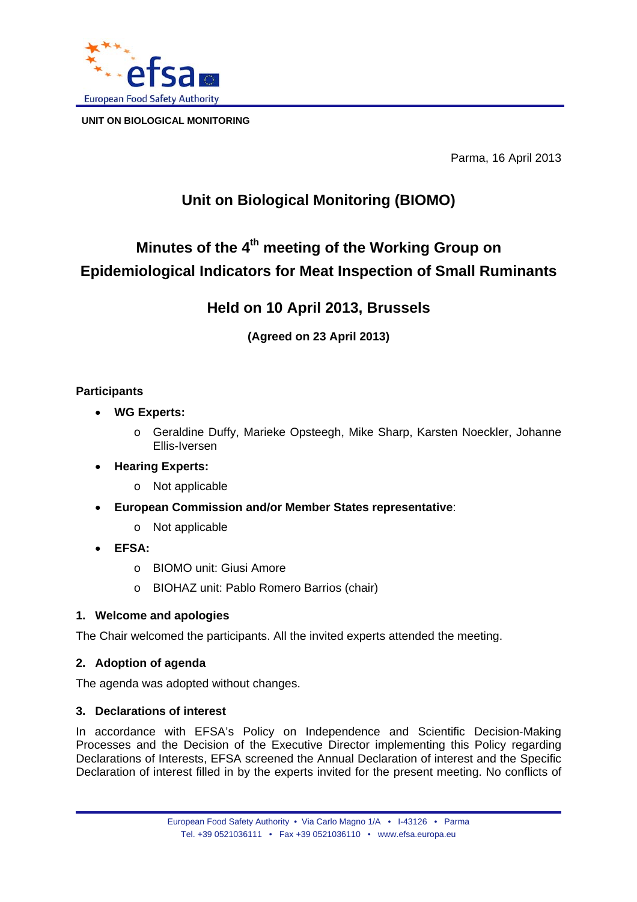UNIT ON BIOLOGICAL MONITORING

Parma, 16 April 2013

# Unit on Biological Monitoring (BIOMO)

# Minutes of the 4th meeting of the Working Group on Epidemiological Indicators for Meat Inspection of Small Ruminants

## Held on 10 April 2013, Brussels

**(Agreed on 23 April 2013)**

**Participants**

- **WG Experts:**
  - Geraldine Duffy, Marieke Opsteegh, Mike Sharp, Karsten Noeckler, Johanne Ellis-Iversen
- **Hearing Experts:**
  - Not applicable
- **European Commission and/or Member States representative**:
  - Not applicable
- **EFSA:**
  - BIOMO unit: Giusi Amore
  - BIOHAZ unit: Pablo Romero Barrios (chair)

### 1. Welcome and apologies

The Chair welcomed the participants. All the invited experts attended the meeting.

### 2. Adoption of agenda

The agenda was adopted without changes.

### 3. Declarations of interest

In accordance with EFSA's Policy on Independence and Scientific Decision-Making Processes and the Decision of the Executive Director implementing this Policy regarding Declarations of Interests, EFSA screened the Annual Declaration of interest and the Specific Declaration of interest filled in by the experts invited for the present meeting. No conflicts of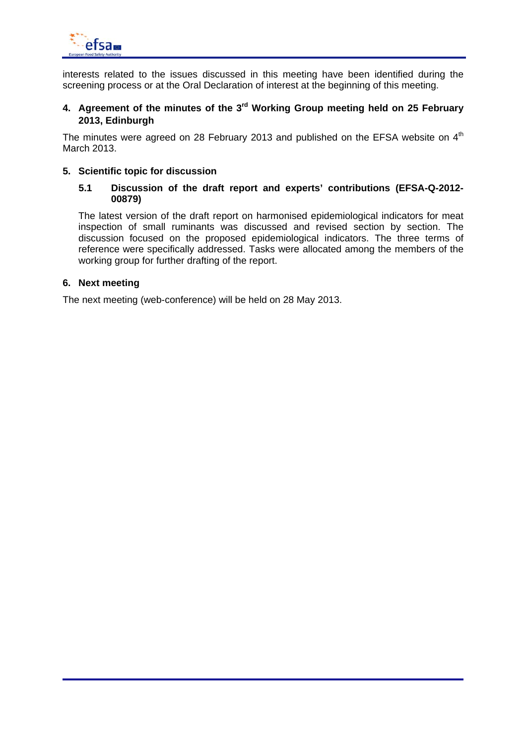interests related to the issues discussed in this meeting have been identified during the screening process or at the Oral Declaration of interest at the beginning of this meeting.

## 4. Agreement of the minutes of the 3rd Working Group meeting held on 25 February 2013, Edinburgh

The minutes were agreed on 28 February 2013 and published on the EFSA website on 4th March 2013.

## 5. Scientific topic for discussion

### 5.1 Discussion of the draft report and experts' contributions (EFSA-Q-2012-00879)

The latest version of the draft report on harmonised epidemiological indicators for meat inspection of small ruminants was discussed and revised section by section. The discussion focused on the proposed epidemiological indicators. The three terms of reference were specifically addressed. Tasks were allocated among the members of the working group for further drafting of the report.

## 6. Next meeting

The next meeting (web-conference) will be held on 28 May 2013.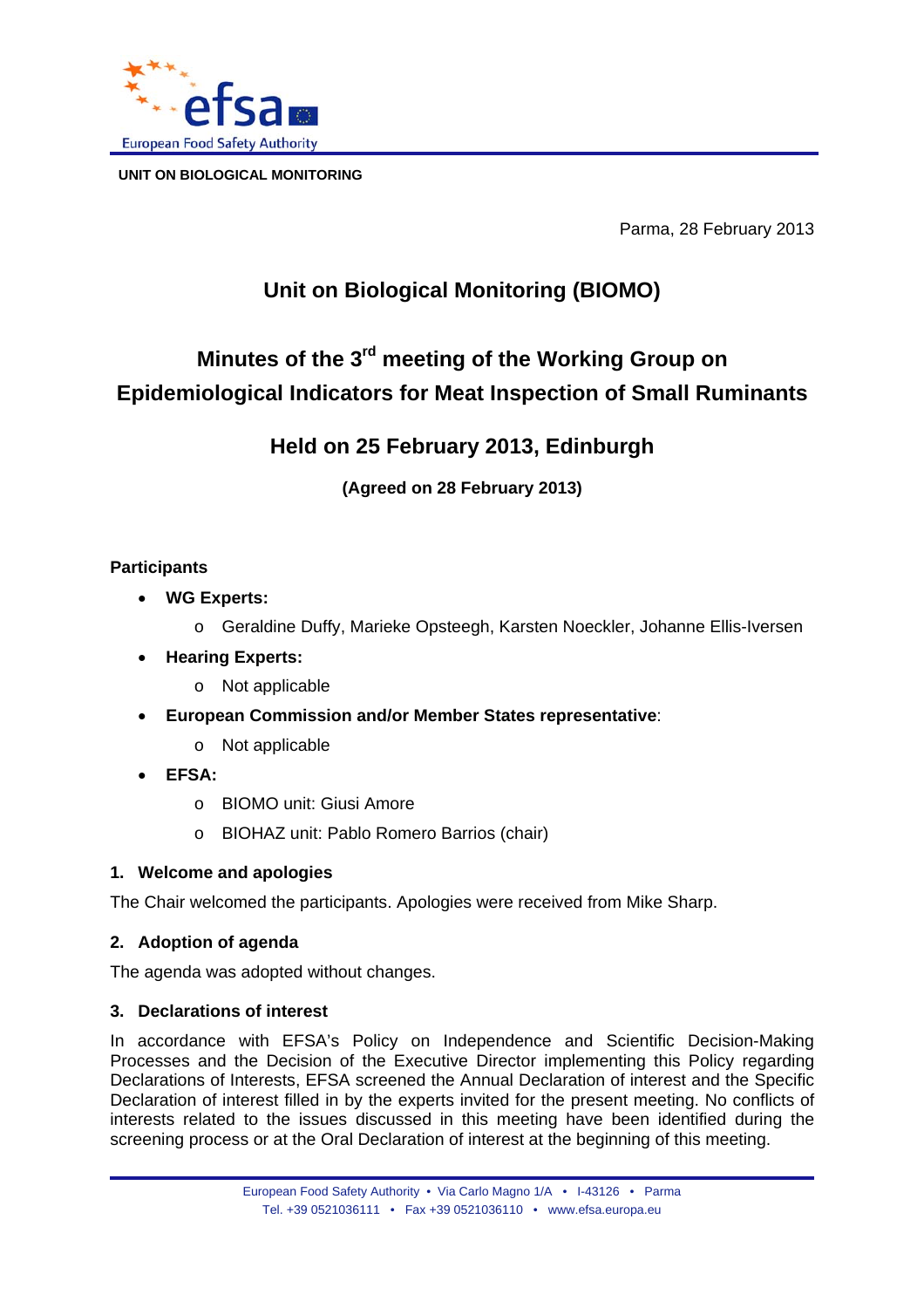UNIT ON BIOLOGICAL MONITORING

Parma, 28 February 2013

# Unit on Biological Monitoring (BIOMO)

## Minutes of the 3rd meeting of the Working Group on Epidemiological Indicators for Meat Inspection of Small Ruminants

## Held on 25 February 2013, Edinburgh

**(Agreed on 28 February 2013)**

**Participants**

- **WG Experts:**
  - Geraldine Duffy, Marieke Opsteegh, Karsten Noeckler, Johanne Ellis-Iversen
- **Hearing Experts:**
  - Not applicable
- **European Commission and/or Member States representative**:
  - Not applicable
- **EFSA:**
  - BIOMO unit: Giusi Amore
  - BIOHAZ unit: Pablo Romero Barrios (chair)

### 1. Welcome and apologies

The Chair welcomed the participants. Apologies were received from Mike Sharp.

### 2. Adoption of agenda

The agenda was adopted without changes.

### 3. Declarations of interest

In accordance with EFSA's Policy on Independence and Scientific Decision-Making Processes and the Decision of the Executive Director implementing this Policy regarding Declarations of Interests, EFSA screened the Annual Declaration of interest and the Specific Declaration of interest filled in by the experts invited for the present meeting. No conflicts of interests related to the issues discussed in this meeting have been identified during the screening process or at the Oral Declaration of interest at the beginning of this meeting.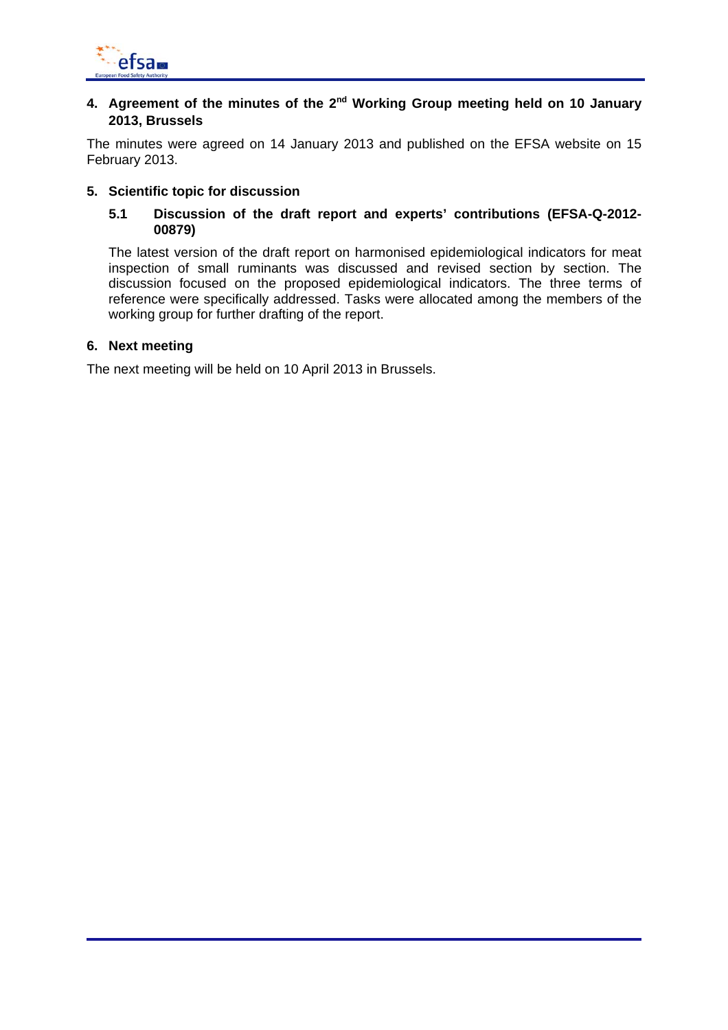## 4. Agreement of the minutes of the 2nd Working Group meeting held on 10 January 2013, Brussels

The minutes were agreed on 14 January 2013 and published on the EFSA website on 15 February 2013.

## 5. Scientific topic for discussion

### 5.1 Discussion of the draft report and experts' contributions (EFSA-Q-2012-00879)

The latest version of the draft report on harmonised epidemiological indicators for meat inspection of small ruminants was discussed and revised section by section. The discussion focused on the proposed epidemiological indicators. The three terms of reference were specifically addressed. Tasks were allocated among the members of the working group for further drafting of the report.

## 6. Next meeting

The next meeting will be held on 10 April 2013 in Brussels.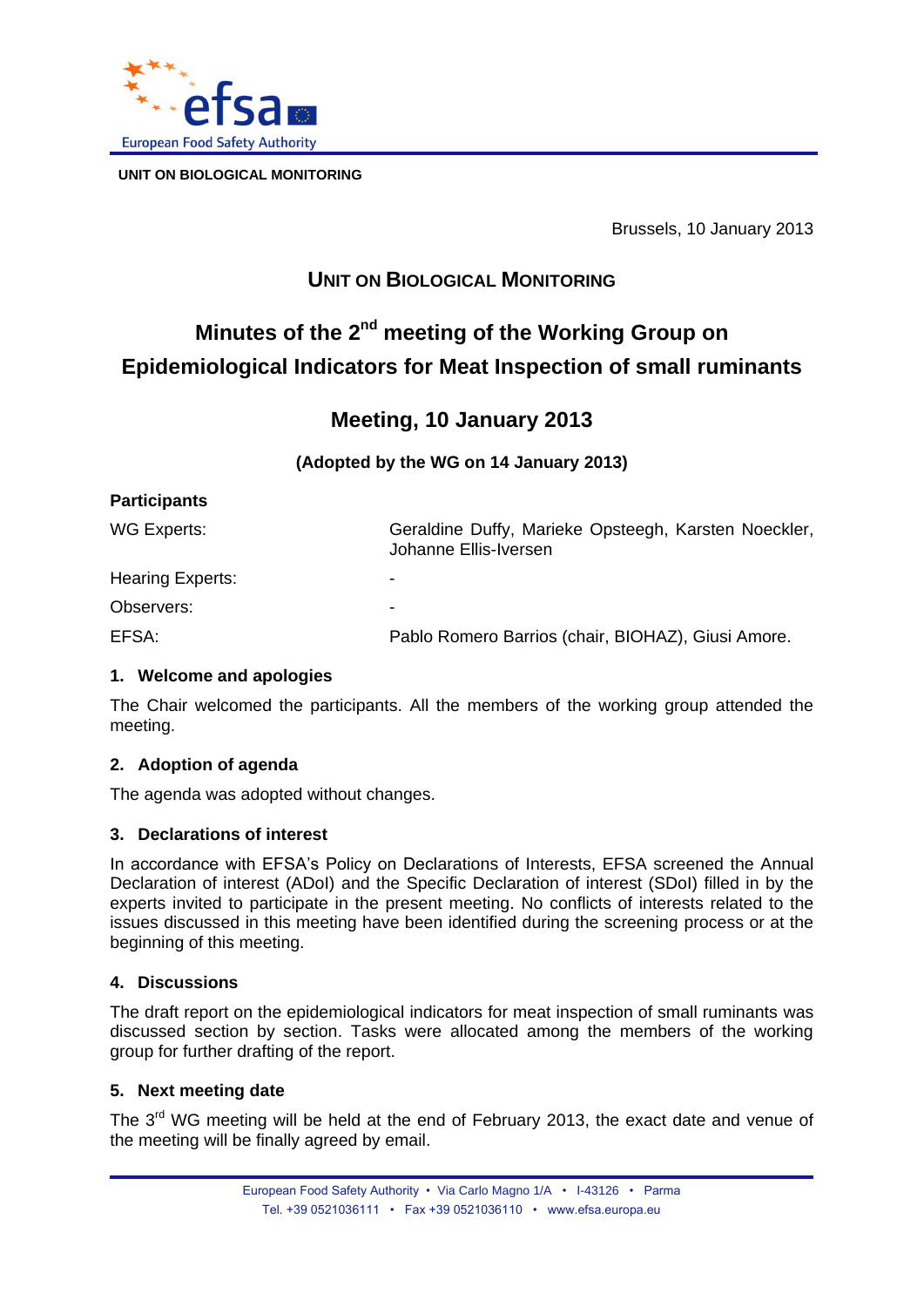**UNIT ON BIOLOGICAL MONITORING**

Brussels, 10 January 2013

## UNIT ON BIOLOGICAL MONITORING

# Minutes of the 2nd meeting of the Working Group on Epidemiological Indicators for Meat Inspection of small ruminants

## Meeting, 10 January 2013

**(Adopted by the WG on 14 January 2013)**

**Participants**

| | |
|---|---|
| WG Experts: | Geraldine Duffy, Marieke Opsteegh, Karsten Noeckler, Johanne Ellis-Iversen |
| Hearing Experts: | - |
| Observers: | - |
| EFSA: | Pablo Romero Barrios (chair, BIOHAZ), Giusi Amore. |

### 1. Welcome and apologies

The Chair welcomed the participants. All the members of the working group attended the meeting.

### 2. Adoption of agenda

The agenda was adopted without changes.

### 3. Declarations of interest

In accordance with EFSA's Policy on Declarations of Interests, EFSA screened the Annual Declaration of interest (ADoI) and the Specific Declaration of interest (SDoI) filled in by the experts invited to participate in the present meeting. No conflicts of interests related to the issues discussed in this meeting have been identified during the screening process or at the beginning of this meeting.

### 4. Discussions

The draft report on the epidemiological indicators for meat inspection of small ruminants was discussed section by section. Tasks were allocated among the members of the working group for further drafting of the report.

### 5. Next meeting date

The 3rd WG meeting will be held at the end of February 2013, the exact date and venue of the meeting will be finally agreed by email.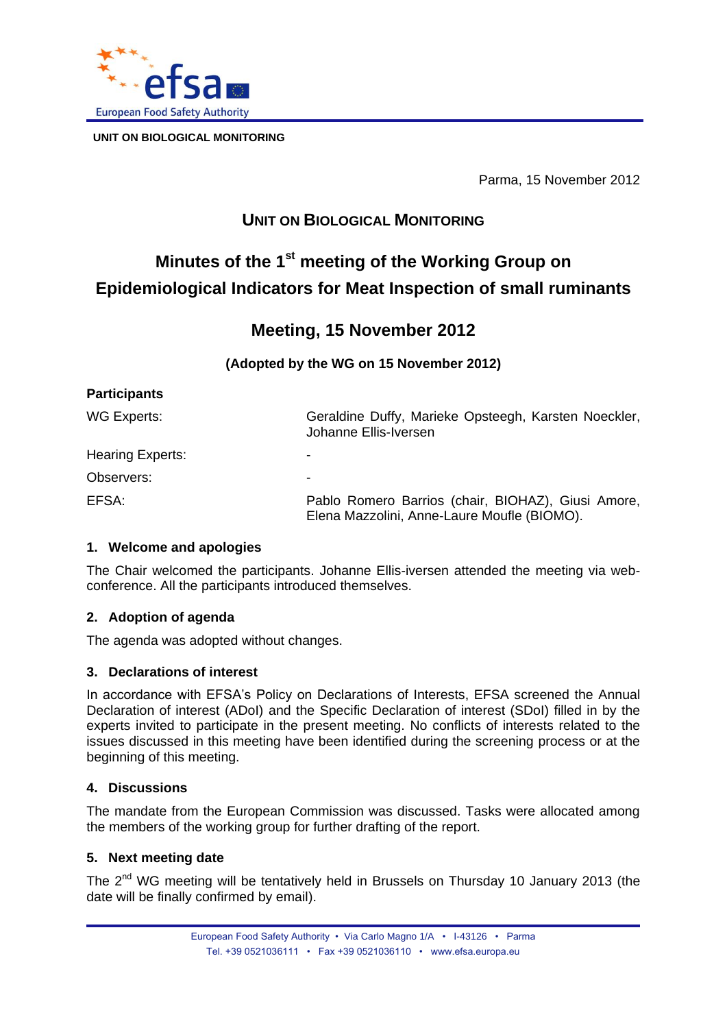European Food Safety Authority

UNIT ON BIOLOGICAL MONITORING

Parma, 15 November 2012

## UNIT ON BIOLOGICAL MONITORING

# Minutes of the 1st meeting of the Working Group on Epidemiological Indicators for Meat Inspection of small ruminants

## Meeting, 15 November 2012

**(Adopted by the WG on 15 November 2012)**

**Participants**

| | |
|---|---|
| WG Experts: | Geraldine Duffy, Marieke Opsteegh, Karsten Noeckler, Johanne Ellis-Iversen |
| Hearing Experts: | - |
| Observers: | - |
| EFSA: | Pablo Romero Barrios (chair, BIOHAZ), Giusi Amore, Elena Mazzolini, Anne-Laure Moufle (BIOMO). |

### 1. Welcome and apologies

The Chair welcomed the participants. Johanne Ellis-iversen attended the meeting via web-conference. All the participants introduced themselves.

### 2. Adoption of agenda

The agenda was adopted without changes.

### 3. Declarations of interest

In accordance with EFSA's Policy on Declarations of Interests, EFSA screened the Annual Declaration of interest (ADoI) and the Specific Declaration of interest (SDoI) filled in by the experts invited to participate in the present meeting. No conflicts of interests related to the issues discussed in this meeting have been identified during the screening process or at the beginning of this meeting.

### 4. Discussions

The mandate from the European Commission was discussed. Tasks were allocated among the members of the working group for further drafting of the report.

### 5. Next meeting date

The 2nd WG meeting will be tentatively held in Brussels on Thursday 10 January 2013 (the date will be finally confirmed by email).

European Food Safety Authority • Via Carlo Magno 1/A • I-43126 • Parma
Tel. +39 0521036111 • Fax +39 0521036110 • www.efsa.europa.eu